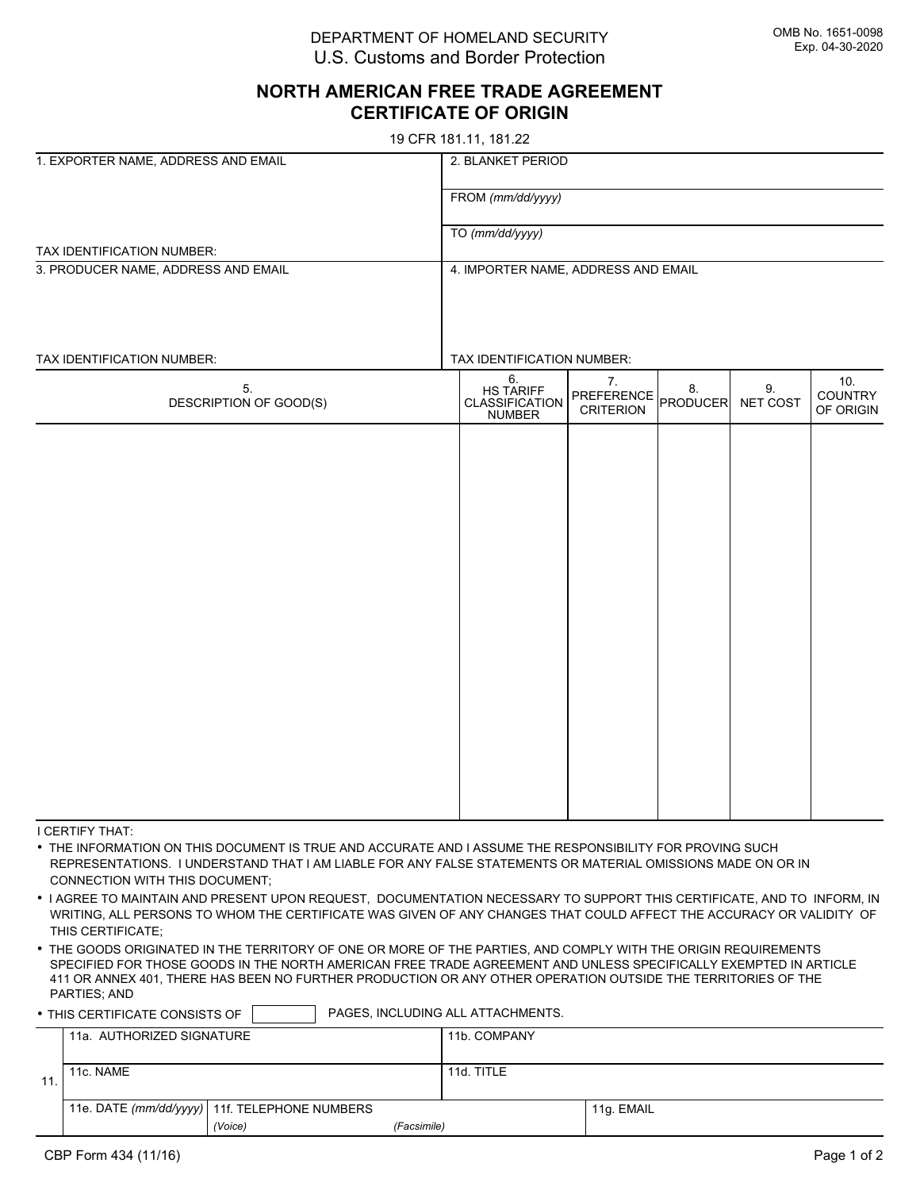DEPARTMENT OF HOMELAND SECURITY
U.S. Customs and Border Protection

OMB No. 1651-0098
Exp. 04-30-2020

# NORTH AMERICAN FREE TRADE AGREEMENT CERTIFICATE OF ORIGIN

19 CFR 181.11, 181.22

| 1. EXPORTER NAME, ADDRESS AND EMAIL | 2. BLANKET PERIOD |
| --- | --- |
| | FROM *(mm/dd/yyyy)* |
| TAX IDENTIFICATION NUMBER: | TO *(mm/dd/yyyy)* |
| 3. PRODUCER NAME, ADDRESS AND EMAIL | 4. IMPORTER NAME, ADDRESS AND EMAIL |
| TAX IDENTIFICATION NUMBER: | TAX IDENTIFICATION NUMBER: |

| 5. DESCRIPTION OF GOOD(S) | 6. HS TARIFF CLASSIFICATION NUMBER | 7. PREFERENCE CRITERION | 8. PRODUCER | 9. NET COST | 10. COUNTRY OF ORIGIN |
| --- | --- | --- | --- | --- | --- |
| | | | | | |

I CERTIFY THAT:

- THE INFORMATION ON THIS DOCUMENT IS TRUE AND ACCURATE AND I ASSUME THE RESPONSIBILITY FOR PROVING SUCH REPRESENTATIONS. I UNDERSTAND THAT I AM LIABLE FOR ANY FALSE STATEMENTS OR MATERIAL OMISSIONS MADE ON OR IN CONNECTION WITH THIS DOCUMENT;
- I AGREE TO MAINTAIN AND PRESENT UPON REQUEST, DOCUMENTATION NECESSARY TO SUPPORT THIS CERTIFICATE, AND TO INFORM, IN WRITING, ALL PERSONS TO WHOM THE CERTIFICATE WAS GIVEN OF ANY CHANGES THAT COULD AFFECT THE ACCURACY OR VALIDITY OF THIS CERTIFICATE;
- THE GOODS ORIGINATED IN THE TERRITORY OF ONE OR MORE OF THE PARTIES, AND COMPLY WITH THE ORIGIN REQUIREMENTS SPECIFIED FOR THOSE GOODS IN THE NORTH AMERICAN FREE TRADE AGREEMENT AND UNLESS SPECIFICALLY EXEMPTED IN ARTICLE 411 OR ANNEX 401, THERE HAS BEEN NO FURTHER PRODUCTION OR ANY OTHER OPERATION OUTSIDE THE TERRITORIES OF THE PARTIES; AND
- THIS CERTIFICATE CONSISTS OF [ ] PAGES, INCLUDING ALL ATTACHMENTS.

| 11. | | | |
| --- | --- | --- | --- |
| 11a. AUTHORIZED SIGNATURE | | 11b. COMPANY | |
| 11c. NAME | | 11d. TITLE | |
| 11e. DATE *(mm/dd/yyyy)* | 11f. TELEPHONE NUMBERS *(Voice)* *(Facsimile)* | | 11g. EMAIL |

CBP Form 434 (11/16)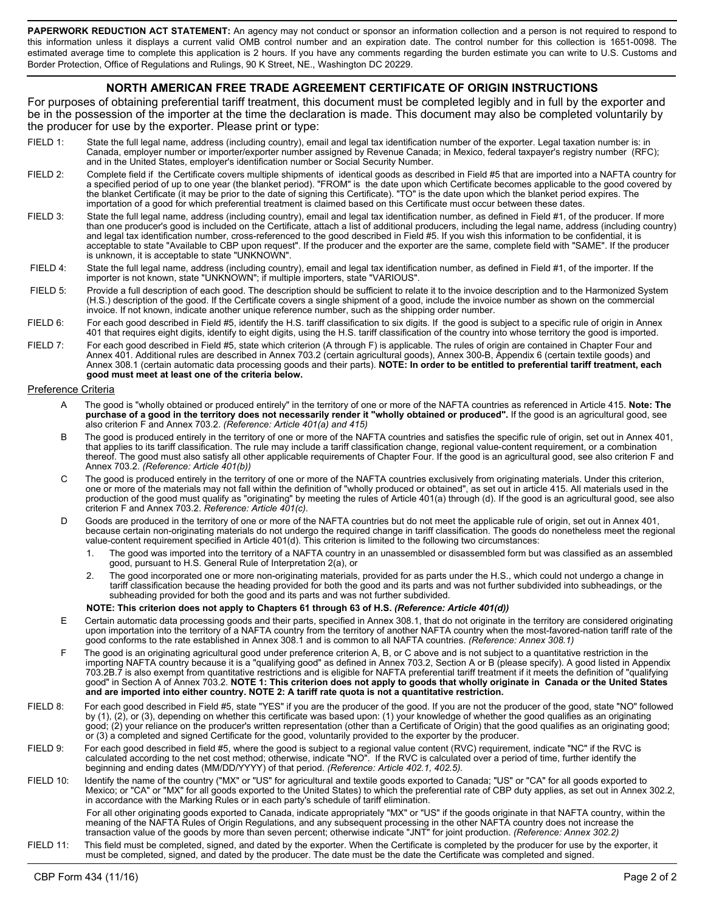**PAPERWORK REDUCTION ACT STATEMENT:** An agency may not conduct or sponsor an information collection and a person is not required to respond to this information unless it displays a current valid OMB control number and an expiration date. The control number for this collection is 1651-0098. The estimated average time to complete this application is 2 hours. If you have any comments regarding the burden estimate you can write to U.S. Customs and Border Protection, Office of Regulations and Rulings, 90 K Street, NE., Washington DC 20229.

## NORTH AMERICAN FREE TRADE AGREEMENT CERTIFICATE OF ORIGIN INSTRUCTIONS

For purposes of obtaining preferential tariff treatment, this document must be completed legibly and in full by the exporter and be in the possession of the importer at the time the declaration is made. This document may also be completed voluntarily by the producer for use by the exporter. Please print or type:

FIELD 1: State the full legal name, address (including country), email and legal tax identification number of the exporter. Legal taxation number is: in Canada, employer number or importer/exporter number assigned by Revenue Canada; in Mexico, federal taxpayer's registry number (RFC); and in the United States, employer's identification number or Social Security Number.

FIELD 2: Complete field if the Certificate covers multiple shipments of identical goods as described in Field #5 that are imported into a NAFTA country for a specified period of up to one year (the blanket period). "FROM" is the date upon which Certificate becomes applicable to the good covered by the blanket Certificate (it may be prior to the date of signing this Certificate). "TO" is the date upon which the blanket period expires. The importation of a good for which preferential treatment is claimed based on this Certificate must occur between these dates.

FIELD 3: State the full legal name, address (including country), email and legal tax identification number, as defined in Field #1, of the producer. If more than one producer's good is included on the Certificate, attach a list of additional producers, including the legal name, address (including country) and legal tax identification number, cross-referenced to the good described in Field #5. If you wish this information to be confidential, it is acceptable to state "Available to CBP upon request". If the producer and the exporter are the same, complete field with "SAME". If the producer is unknown, it is acceptable to state "UNKNOWN".

FIELD 4: State the full legal name, address (including country), email and legal tax identification number, as defined in Field #1, of the importer. If the importer is not known, state "UNKNOWN"; if multiple importers, state "VARIOUS".

FIELD 5: Provide a full description of each good. The description should be sufficient to relate it to the invoice description and to the Harmonized System (H.S.) description of the good. If the Certificate covers a single shipment of a good, include the invoice number as shown on the commercial invoice. If not known, indicate another unique reference number, such as the shipping order number.

FIELD 6: For each good described in Field #5, identify the H.S. tariff classification to six digits. If the good is subject to a specific rule of origin in Annex 401 that requires eight digits, identify to eight digits, using the H.S. tariff classification of the country into whose territory the good is imported.

FIELD 7: For each good described in Field #5, state which criterion (A through F) is applicable. The rules of origin are contained in Chapter Four and Annex 401. Additional rules are described in Annex 703.2 (certain agricultural goods), Annex 300-B, Appendix 6 (certain textile goods) and Annex 308.1 (certain automatic data processing goods and their parts). **NOTE: In order to be entitled to preferential tariff treatment, each good must meet at least one of the criteria below.**

Preference Criteria

A The good is "wholly obtained or produced entirely" in the territory of one or more of the NAFTA countries as referenced in Article 415. **Note: The purchase of a good in the territory does not necessarily render it "wholly obtained or produced".** If the good is an agricultural good, see also criterion F and Annex 703.2. *(Reference: Article 401(a) and 415)*

B The good is produced entirely in the territory of one or more of the NAFTA countries and satisfies the specific rule of origin, set out in Annex 401, that applies to its tariff classification. The rule may include a tariff classification change, regional value-content requirement, or a combination thereof. The good must also satisfy all other applicable requirements of Chapter Four. If the good is an agricultural good, see also criterion F and Annex 703.2. *(Reference: Article 401(b))*

C The good is produced entirely in the territory of one or more of the NAFTA countries exclusively from originating materials. Under this criterion, one or more of the materials may not fall within the definition of "wholly produced or obtained", as set out in article 415. All materials used in the production of the good must qualify as "originating" by meeting the rules of Article 401(a) through (d). If the good is an agricultural good, see also criterion F and Annex 703.2. *Reference: Article 401(c).*

D Goods are produced in the territory of one or more of the NAFTA countries but do not meet the applicable rule of origin, set out in Annex 401, because certain non-originating materials do not undergo the required change in tariff classification. The goods do nonetheless meet the regional value-content requirement specified in Article 401(d). This criterion is limited to the following two circumstances:

1. The good was imported into the territory of a NAFTA country in an unassembled or disassembled form but was classified as an assembled good, pursuant to H.S. General Rule of Interpretation 2(a), or
2. The good incorporated one or more non-originating materials, provided for as parts under the H.S., which could not undergo a change in tariff classification because the heading provided for both the good and its parts and was not further subdivided into subheadings, or the subheading provided for both the good and its parts and was not further subdivided.

**NOTE: This criterion does not apply to Chapters 61 through 63 of H.S.** ***(Reference: Article 401(d))***

E Certain automatic data processing goods and their parts, specified in Annex 308.1, that do not originate in the territory are considered originating upon importation into the territory of a NAFTA country from the territory of another NAFTA country when the most-favored-nation tariff rate of the good conforms to the rate established in Annex 308.1 and is common to all NAFTA countries. *(Reference: Annex 308.1)*

F The good is an originating agricultural good under preference criterion A, B, or C above and is not subject to a quantitative restriction in the importing NAFTA country because it is a "qualifying good" as defined in Annex 703.2, Section A or B (please specify). A good listed in Appendix 703.2B.7 is also exempt from quantitative restrictions and is eligible for NAFTA preferential tariff treatment if it meets the definition of "qualifying good" in Section A of Annex 703.2. **NOTE 1: This criterion does not apply to goods that wholly originate in Canada or the United States and are imported into either country. NOTE 2: A tariff rate quota is not a quantitative restriction.**

FIELD 8: For each good described in Field #5, state "YES" if you are the producer of the good. If you are not the producer of the good, state "NO" followed by (1), (2), or (3), depending on whether this certificate was based upon: (1) your knowledge of whether the good qualifies as an originating good; (2) your reliance on the producer's written representation (other than a Certificate of Origin) that the good qualifies as an originating good; or (3) a completed and signed Certificate for the good, voluntarily provided to the exporter by the producer.

FIELD 9: For each good described in field #5, where the good is subject to a regional value content (RVC) requirement, indicate "NC" if the RVC is calculated according to the net cost method; otherwise, indicate "NO". If the RVC is calculated over a period of time, further identify the beginning and ending dates (MM/DD/YYYY) of that period. *(Reference: Article 402.1, 402.5).*

FIELD 10: Identify the name of the country ("MX" or "US" for agricultural and textile goods exported to Canada; "US" or "CA" for all goods exported to Mexico; or "CA" or "MX" for all goods exported to the United States) to which the preferential rate of CBP duty applies, as set out in Annex 302.2, in accordance with the Marking Rules or in each party's schedule of tariff elimination.

For all other originating goods exported to Canada, indicate appropriately "MX" or "US" if the goods originate in that NAFTA country, within the meaning of the NAFTA Rules of Origin Regulations, and any subsequent processing in the other NAFTA country does not increase the transaction value of the goods by more than seven percent; otherwise indicate "JNT" for joint production. *(Reference: Annex 302.2)*

FIELD 11: This field must be completed, signed, and dated by the exporter. When the Certificate is completed by the producer for use by the exporter, it must be completed, signed, and dated by the producer. The date must be the date the Certificate was completed and signed.

CBP Form 434 (11/16)